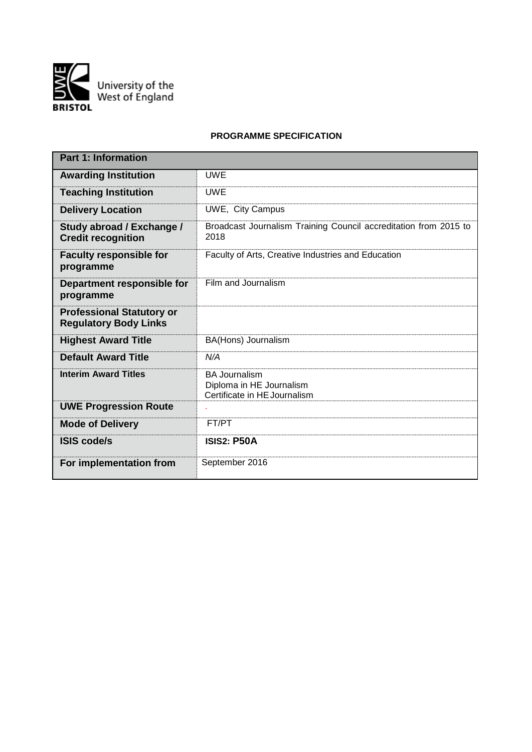University of the West of England

BRISTOL

**PROGRAMME SPECIFICATION**

| **Part 1: Information** | |
|---|---|
| **Awarding Institution** | UWE |
| **Teaching Institution** | UWE |
| **Delivery Location** | UWE, City Campus |
| **Study abroad / Exchange / Credit recognition** | Broadcast Journalism Training Council accreditation from 2015 to 2018 |
| **Faculty responsible for programme** | Faculty of Arts, Creative Industries and Education |
| **Department responsible for programme** | Film and Journalism |
| **Professional Statutory or Regulatory Body Links** | |
| **Highest Award Title** | BA(Hons) Journalism |
| **Default Award Title** | *N/A* |
| **Interim Award Titles** | BA Journalism<br>Diploma in HE Journalism<br>Certificate in HE Journalism |
| **UWE Progression Route** | . |
| **Mode of Delivery** | FT/PT |
| **ISIS code/s** | **ISIS2: P50A** |
| **For implementation from** | September 2016 |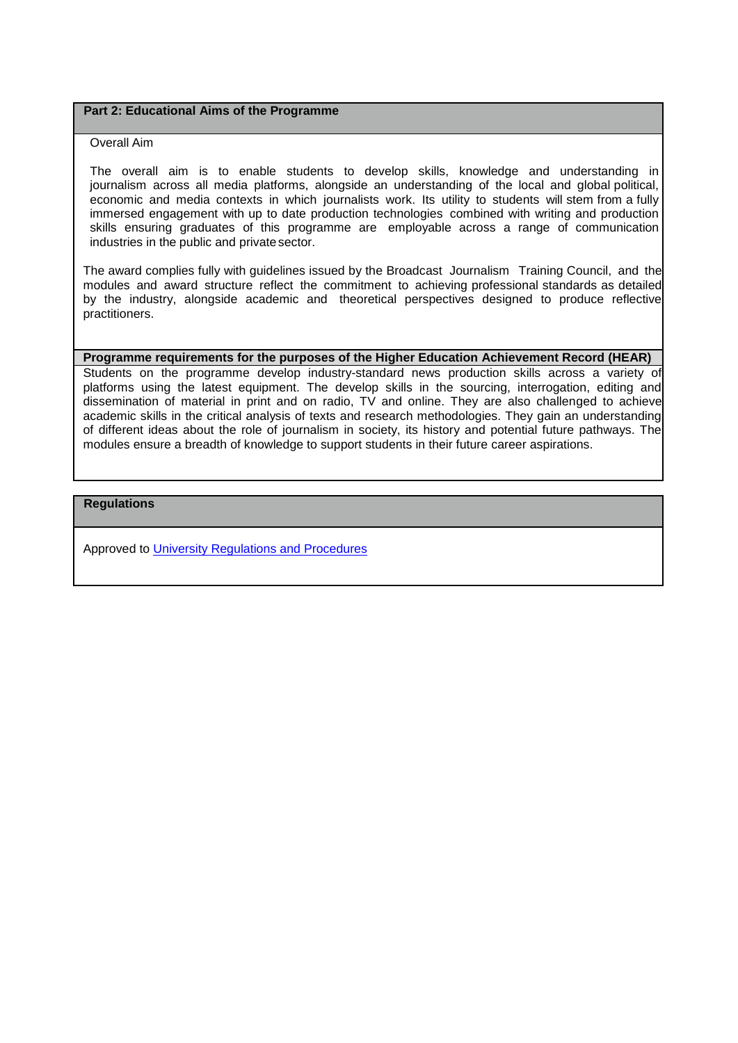## Part 2: Educational Aims of the Programme

Overall Aim

The overall aim is to enable students to develop skills, knowledge and understanding in journalism across all media platforms, alongside an understanding of the local and global political, economic and media contexts in which journalists work. Its utility to students will stem from a fully immersed engagement with up to date production technologies combined with writing and production skills ensuring graduates of this programme are employable across a range of communication industries in the public and private sector.

The award complies fully with guidelines issued by the Broadcast Journalism Training Council, and the modules and award structure reflect the commitment to achieving professional standards as detailed by the industry, alongside academic and theoretical perspectives designed to produce reflective practitioners.

## Programme requirements for the purposes of the Higher Education Achievement Record (HEAR)

Students on the programme develop industry-standard news production skills across a variety of platforms using the latest equipment. The develop skills in the sourcing, interrogation, editing and dissemination of material in print and on radio, TV and online. They are also challenged to achieve academic skills in the critical analysis of texts and research methodologies. They gain an understanding of different ideas about the role of journalism in society, its history and potential future pathways. The modules ensure a breadth of knowledge to support students in their future career aspirations.

## Regulations

Approved to University Regulations and Procedures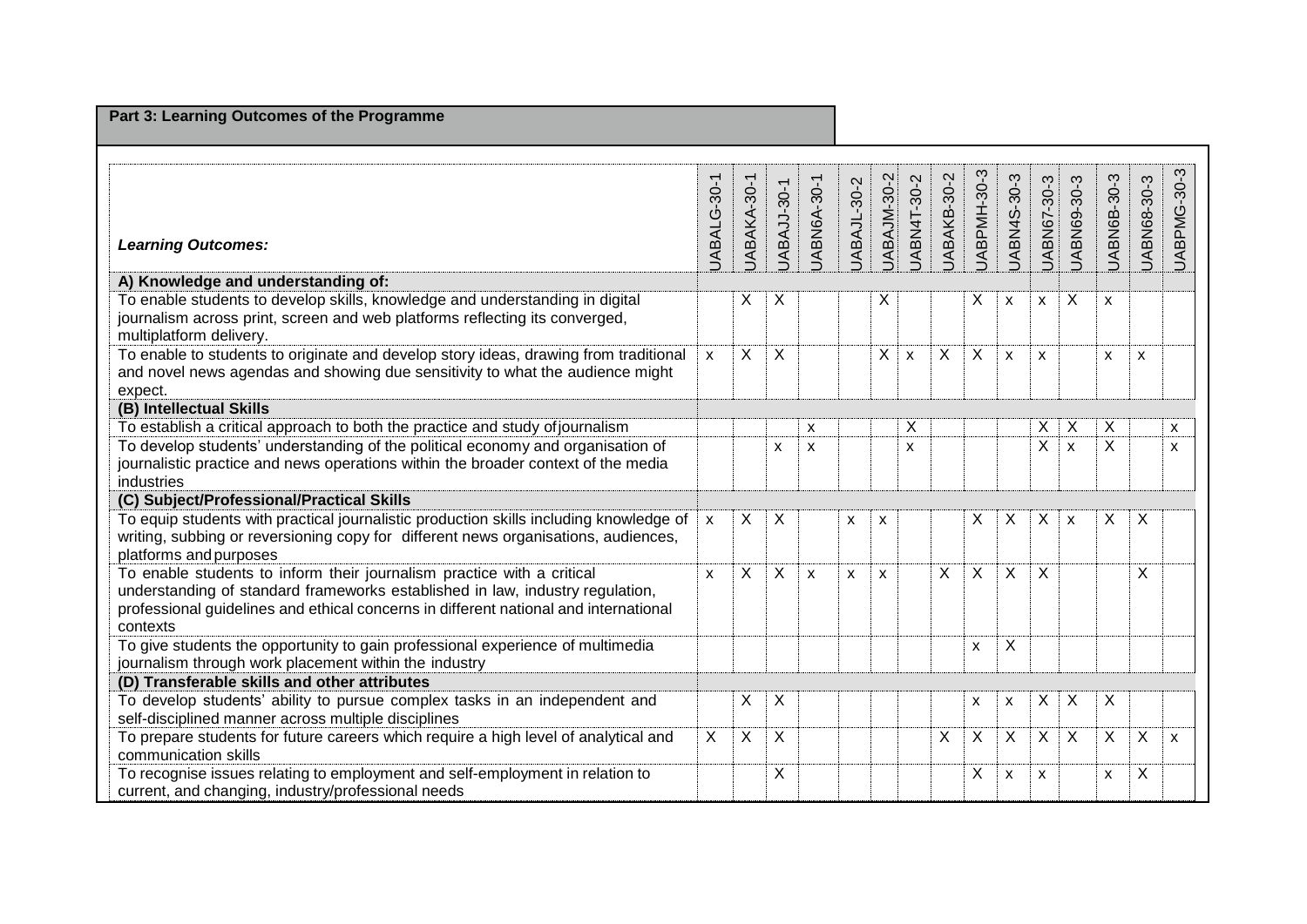**Part 3: Learning Outcomes of the Programme**

| *Learning Outcomes:* | UABALG-30-1 | UABAKA-30-1 | UABAJJ-30-1 | UABN6A-30-1 | UABAJL-30-2 | UABAJM-30-2 | UABN4T-30-2 | UABAKB-30-2 | UABPMH-30-3 | UABN4S-30-3 | UABN67-30-3 | UABN69-30-3 | UABN6B-30-3 | UABN68-30-3 | UABPMG-30-3 |
|---|---|---|---|---|---|---|---|---|---|---|---|---|---|---|---|
| **A) Knowledge and understanding of:** | | | | | | | | | | | | | | | |
| To enable students to develop skills, knowledge and understanding in digital journalism across print, screen and web platforms reflecting its converged, multiplatform delivery. | | X | X | | | X | | | X | x | x | X | x | | |
| To enable to students to originate and develop story ideas, drawing from traditional and novel news agendas and showing due sensitivity to what the audience might expect. | x | X | X | | | X | x | X | X | x | x | | x | x | |
| **(B) Intellectual Skills** | | | | | | | | | | | | | | | |
| To establish a critical approach to both the practice and study of journalism | | | | x | | | X | | | | X | X | X | | x |
| To develop students' understanding of the political economy and organisation of journalistic practice and news operations within the broader context of the media industries | | | x | x | | | x | | | | X | x | X | | x |
| **(C) Subject/Professional/Practical Skills** | | | | | | | | | | | | | | | |
| To equip students with practical journalistic production skills including knowledge of writing, subbing or reversioning copy for different news organisations, audiences, platforms and purposes | x | X | X | | x | x | | | X | X | X | x | X | X | |
| To enable students to inform their journalism practice with a critical understanding of standard frameworks established in law, industry regulation, professional guidelines and ethical concerns in different national and international contexts | x | X | X | x | x | x | | X | X | X | X | | | X | |
| To give students the opportunity to gain professional experience of multimedia journalism through work placement within the industry | | | | | | | | | x | X | | | | | |
| **(D) Transferable skills and other attributes** | | | | | | | | | | | | | | | |
| To develop students' ability to pursue complex tasks in an independent and self-disciplined manner across multiple disciplines | | X | X | | | | | | x | x | X | X | X | | |
| To prepare students for future careers which require a high level of analytical and communication skills | X | X | X | | | | | X | X | X | X | X | X | X | x |
| To recognise issues relating to employment and self-employment in relation to current, and changing, industry/professional needs | | | X | | | | | | X | x | x | | x | X | |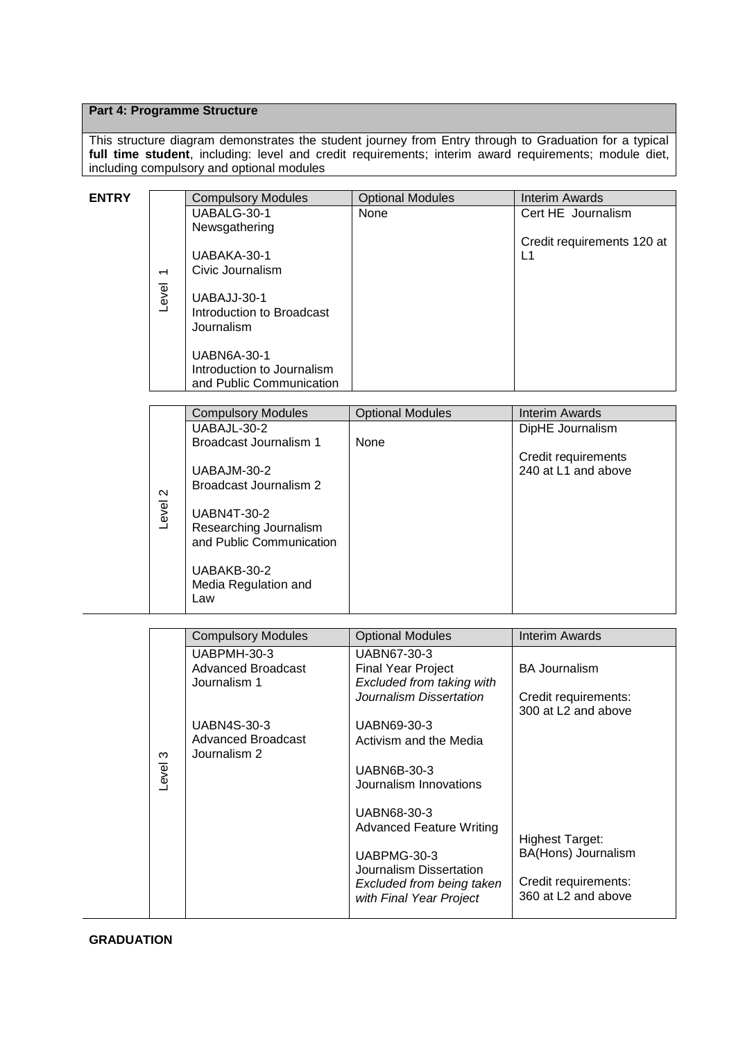**Part 4: Programme Structure**

This structure diagram demonstrates the student journey from Entry through to Graduation for a typical **full time student**, including: level and credit requirements; interim award requirements; module diet, including compulsory and optional modules

**ENTRY**

| | Compulsory Modules | Optional Modules | Interim Awards |
|---|---|---|---|
| Level 1 | UABALG-30-1 Newsgathering<br><br>UABAKA-30-1 Civic Journalism<br><br>UABAJJ-30-1 Introduction to Broadcast Journalism<br><br>UABN6A-30-1 Introduction to Journalism and Public Communication | None | Cert HE Journalism<br><br>Credit requirements 120 at L1 |

| | Compulsory Modules | Optional Modules | Interim Awards |
|---|---|---|---|
| Level 2 | UABAJL-30-2 Broadcast Journalism 1<br><br>UABAJM-30-2 Broadcast Journalism 2<br><br>UABN4T-30-2 Researching Journalism and Public Communication<br><br>UABAKB-30-2 Media Regulation and Law | None | DipHE Journalism<br><br>Credit requirements 240 at L1 and above |

| | Compulsory Modules | Optional Modules | Interim Awards |
|---|---|---|---|
| Level 3 | UABPMH-30-3 Advanced Broadcast Journalism 1<br><br>UABN4S-30-3 Advanced Broadcast Journalism 2 | UABN67-30-3 Final Year Project *Excluded from taking with Journalism Dissertation*<br><br>UABN69-30-3 Activism and the Media<br><br>UABN6B-30-3 Journalism Innovations<br><br>UABN68-30-3 Advanced Feature Writing<br><br>UABPMG-30-3 Journalism Dissertation *Excluded from being taken with Final Year Project* | BA Journalism<br><br>Credit requirements: 300 at L2 and above<br><br>Highest Target: BA(Hons) Journalism<br><br>Credit requirements: 360 at L2 and above |

**GRADUATION**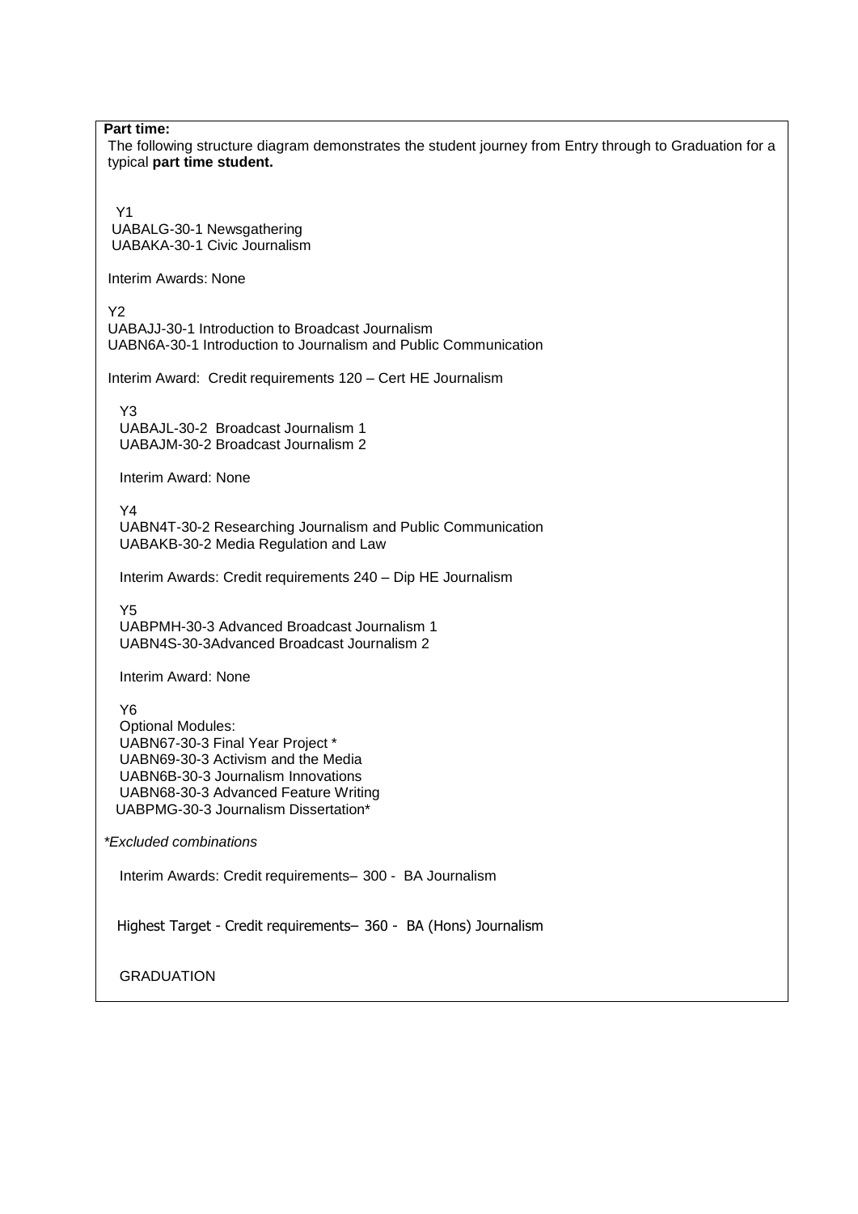**Part time:**

The following structure diagram demonstrates the student journey from Entry through to Graduation for a typical **part time student.**

Y1

UABALG-30-1 Newsgathering
UABAKA-30-1 Civic Journalism

Interim Awards: None

Y2

UABAJJ-30-1 Introduction to Broadcast Journalism
UABN6A-30-1 Introduction to Journalism and Public Communication

Interim Award: Credit requirements 120 – Cert HE Journalism

Y3

UABAJL-30-2 Broadcast Journalism 1
UABAJM-30-2 Broadcast Journalism 2

Interim Award: None

Y4

UABN4T-30-2 Researching Journalism and Public Communication
UABAKB-30-2 Media Regulation and Law

Interim Awards: Credit requirements 240 – Dip HE Journalism

Y5

UABPMH-30-3 Advanced Broadcast Journalism 1
UABN4S-30-3Advanced Broadcast Journalism 2

Interim Award: None

Y6

Optional Modules:
UABN67-30-3 Final Year Project *
UABN69-30-3 Activism and the Media
UABN6B-30-3 Journalism Innovations
UABN68-30-3 Advanced Feature Writing
UABPMG-30-3 Journalism Dissertation*

*\*Excluded combinations*

Interim Awards: Credit requirements– 300 - BA Journalism

Highest Target - Credit requirements– 360 - BA (Hons) Journalism

GRADUATION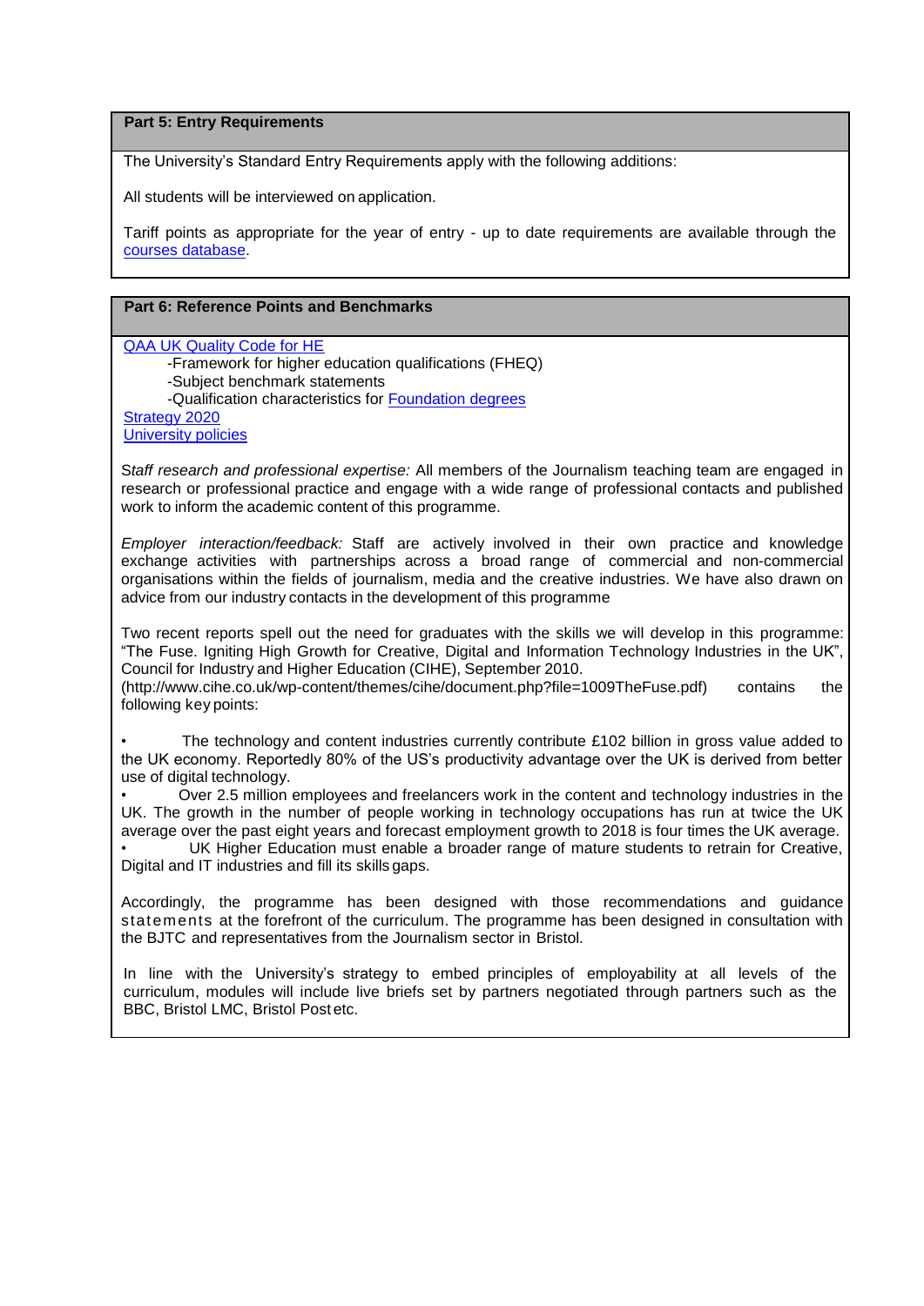## Part 5: Entry Requirements

The University's Standard Entry Requirements apply with the following additions:

All students will be interviewed on application.

Tariff points as appropriate for the year of entry - up to date requirements are available through the courses database.

## Part 6: Reference Points and Benchmarks

QAA UK Quality Code for HE
- -Framework for higher education qualifications (FHEQ)
- -Subject benchmark statements
- -Qualification characteristics for Foundation degrees

Strategy 2020
University policies

*Staff research and professional expertise:* All members of the Journalism teaching team are engaged in research or professional practice and engage with a wide range of professional contacts and published work to inform the academic content of this programme.

*Employer interaction/feedback:* Staff are actively involved in their own practice and knowledge exchange activities with partnerships across a broad range of commercial and non-commercial organisations within the fields of journalism, media and the creative industries. We have also drawn on advice from our industry contacts in the development of this programme

Two recent reports spell out the need for graduates with the skills we will develop in this programme: "The Fuse. Igniting High Growth for Creative, Digital and Information Technology Industries in the UK", Council for Industry and Higher Education (CIHE), September 2010. (http://www.cihe.co.uk/wp-content/themes/cihe/document.php?file=1009TheFuse.pdf) contains the following key points:

- The technology and content industries currently contribute £102 billion in gross value added to the UK economy. Reportedly 80% of the US's productivity advantage over the UK is derived from better use of digital technology.
- Over 2.5 million employees and freelancers work in the content and technology industries in the UK. The growth in the number of people working in technology occupations has run at twice the UK average over the past eight years and forecast employment growth to 2018 is four times the UK average.
- UK Higher Education must enable a broader range of mature students to retrain for Creative, Digital and IT industries and fill its skills gaps.

Accordingly, the programme has been designed with those recommendations and guidance statements at the forefront of the curriculum. The programme has been designed in consultation with the BJTC and representatives from the Journalism sector in Bristol.

In line with the University's strategy to embed principles of employability at all levels of the curriculum, modules will include live briefs set by partners negotiated through partners such as the BBC, Bristol LMC, Bristol Post etc.